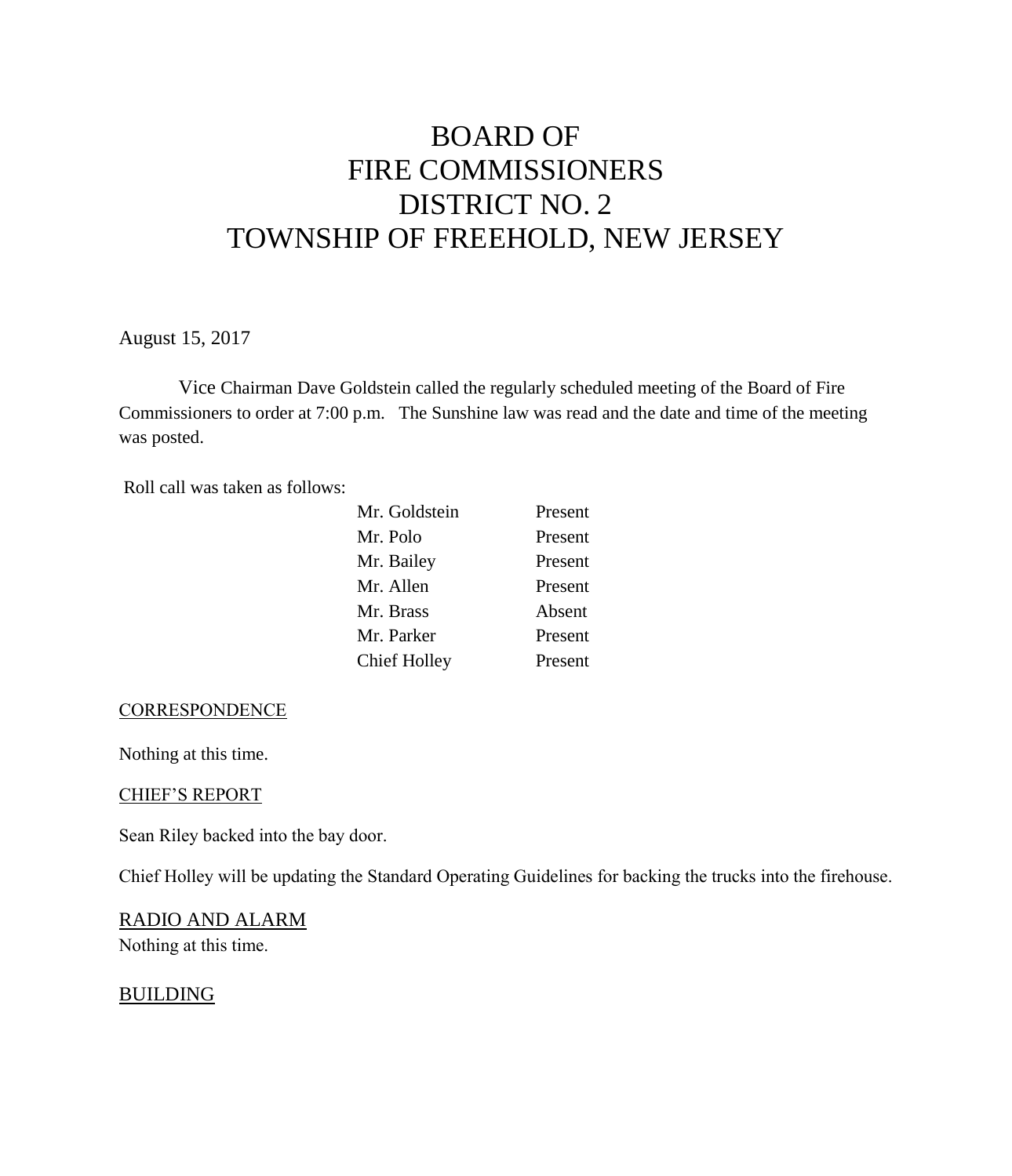# BOARD OF
# FIRE COMMISSIONERS
# DISTRICT NO. 2
# TOWNSHIP OF FREEHOLD, NEW JERSEY

August 15, 2017

Vice Chairman Dave Goldstein called the regularly scheduled meeting of the Board of Fire Commissioners to order at 7:00 p.m. The Sunshine law was read and the date and time of the meeting was posted.

Roll call was taken as follows:

| | |
|---|---|
| Mr. Goldstein | Present |
| Mr. Polo | Present |
| Mr. Bailey | Present |
| Mr. Allen | Present |
| Mr. Brass | Absent |
| Mr. Parker | Present |
| Chief Holley | Present |

<u>CORRESPONDENCE</u>

Nothing at this time.

<u>CHIEF'S REPORT</u>

Sean Riley backed into the bay door.

Chief Holley will be updating the Standard Operating Guidelines for backing the trucks into the firehouse.

<u>RADIO AND ALARM</u>

Nothing at this time.

<u>BUILDING</u>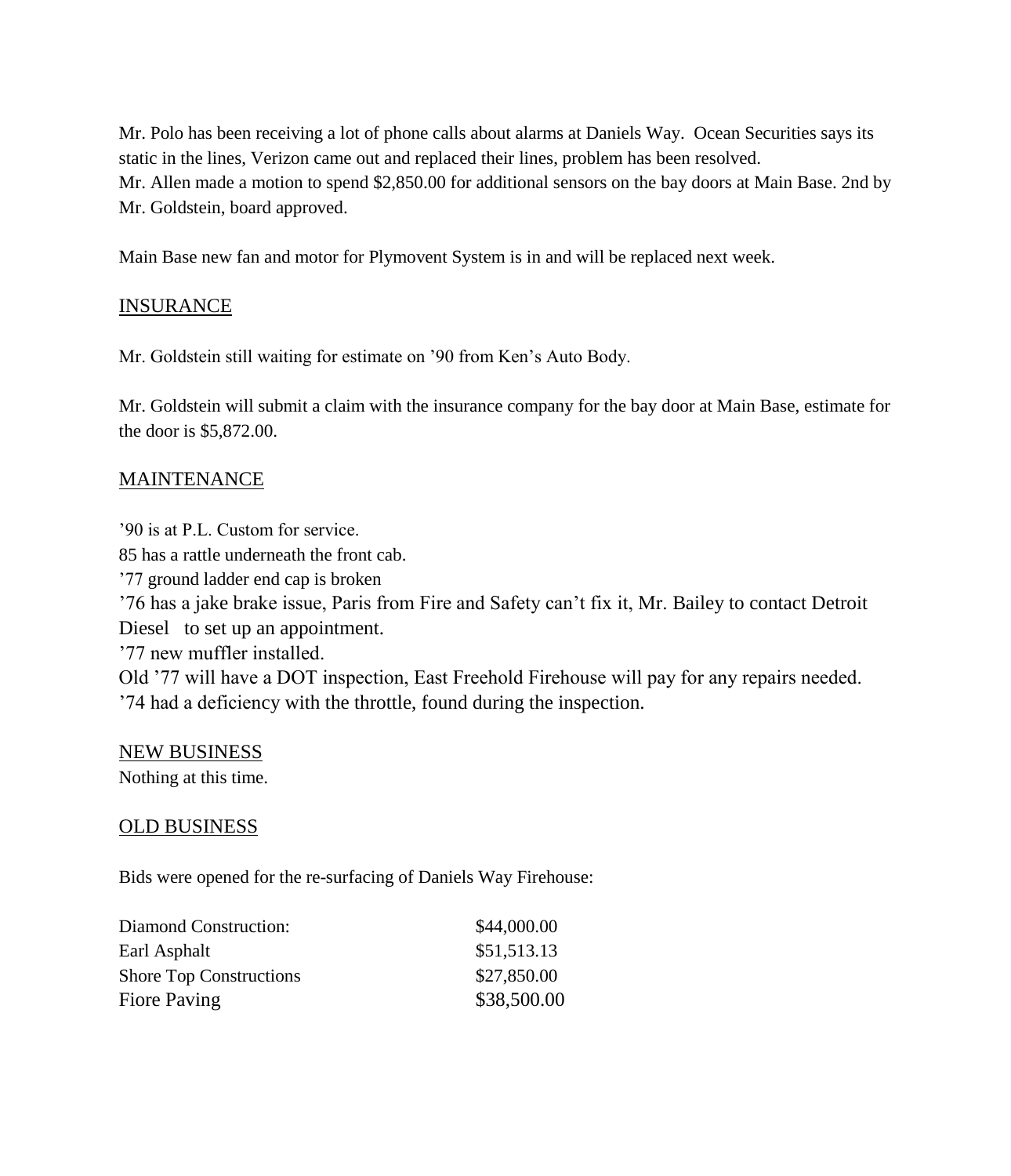Mr. Polo has been receiving a lot of phone calls about alarms at Daniels Way. Ocean Securities says its static in the lines, Verizon came out and replaced their lines, problem has been resolved.
Mr. Allen made a motion to spend $2,850.00 for additional sensors on the bay doors at Main Base. 2nd by Mr. Goldstein, board approved.

Main Base new fan and motor for Plymovent System is in and will be replaced next week.

## INSURANCE

Mr. Goldstein still waiting for estimate on '90 from Ken's Auto Body.

Mr. Goldstein will submit a claim with the insurance company for the bay door at Main Base, estimate for the door is $5,872.00.

## MAINTENANCE

'90 is at P.L. Custom for service.
85 has a rattle underneath the front cab.
'77 ground ladder end cap is broken
'76 has a jake brake issue, Paris from Fire and Safety can't fix it, Mr. Bailey to contact Detroit Diesel to set up an appointment.
'77 new muffler installed.
Old '77 will have a DOT inspection, East Freehold Firehouse will pay for any repairs needed.
'74 had a deficiency with the throttle, found during the inspection.

## NEW BUSINESS

Nothing at this time.

## OLD BUSINESS

Bids were opened for the re-surfacing of Daniels Way Firehouse:

| | |
|---|---|
| Diamond Construction: | $44,000.00 |
| Earl Asphalt | $51,513.13 |
| Shore Top Constructions | $27,850.00 |
| Fiore Paving | $38,500.00 |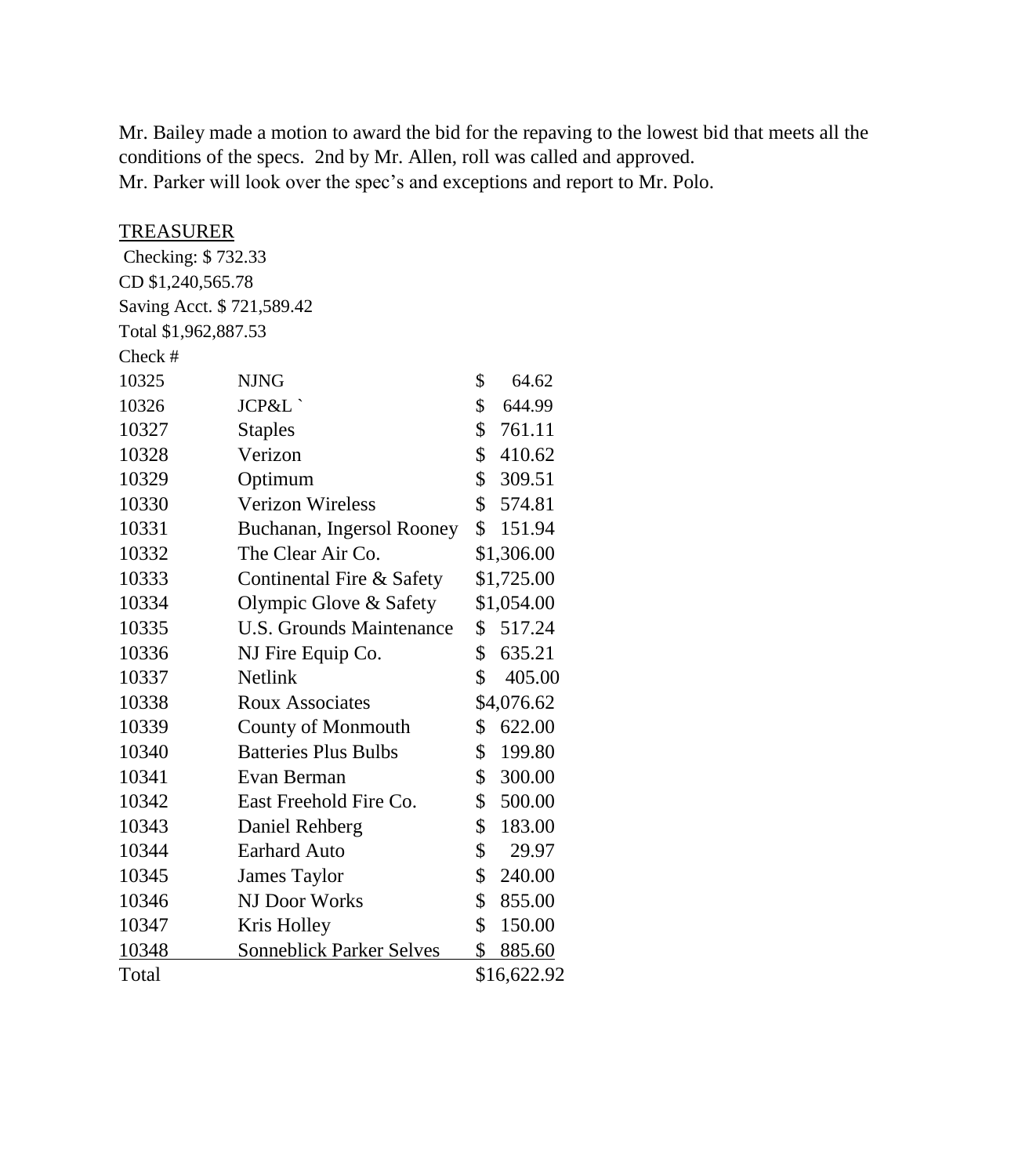Mr. Bailey made a motion to award the bid for the repaving to the lowest bid that meets all the conditions of the specs. 2nd by Mr. Allen, roll was called and approved.
Mr. Parker will look over the spec's and exceptions and report to Mr. Polo.

TREASURER

Checking: $ 732.33
CD $1,240,565.78
Saving Acct. $ 721,589.42
Total $1,962,887.53

| Check # | | |
|---|---|---|
| 10325 | NJNG | $ 64.62 |
| 10326 | JCP&L ` | $ 644.99 |
| 10327 | Staples | $ 761.11 |
| 10328 | Verizon | $ 410.62 |
| 10329 | Optimum | $ 309.51 |
| 10330 | Verizon Wireless | $ 574.81 |
| 10331 | Buchanan, Ingersol Rooney | $ 151.94 |
| 10332 | The Clear Air Co. | $1,306.00 |
| 10333 | Continental Fire & Safety | $1,725.00 |
| 10334 | Olympic Glove & Safety | $1,054.00 |
| 10335 | U.S. Grounds Maintenance | $ 517.24 |
| 10336 | NJ Fire Equip Co. | $ 635.21 |
| 10337 | Netlink | $ 405.00 |
| 10338 | Roux Associates | $4,076.62 |
| 10339 | County of Monmouth | $ 622.00 |
| 10340 | Batteries Plus Bulbs | $ 199.80 |
| 10341 | Evan Berman | $ 300.00 |
| 10342 | East Freehold Fire Co. | $ 500.00 |
| 10343 | Daniel Rehberg | $ 183.00 |
| 10344 | Earhard Auto | $ 29.97 |
| 10345 | James Taylor | $ 240.00 |
| 10346 | NJ Door Works | $ 855.00 |
| 10347 | Kris Holley | $ 150.00 |
| 10348 | Sonneblick Parker Selves | $ 885.60 |
| Total | | $16,622.92 |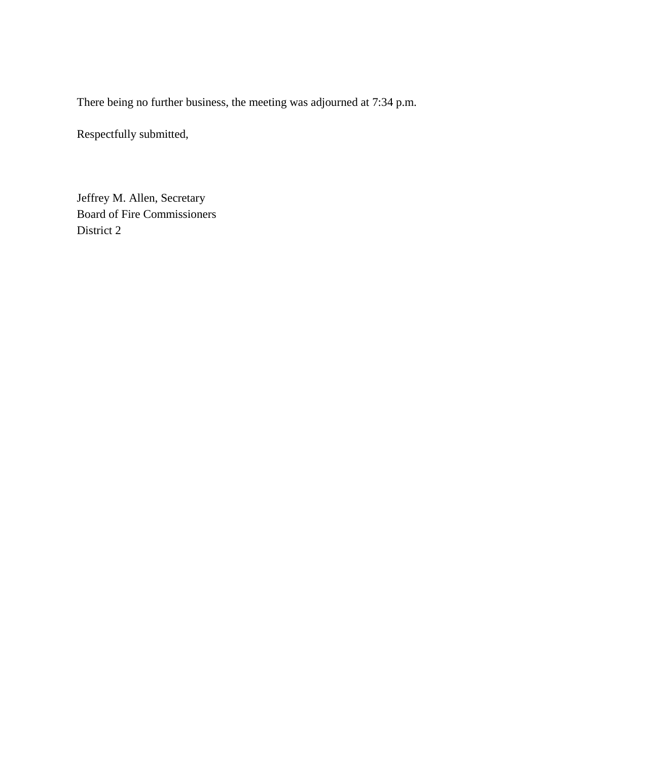There being no further business, the meeting was adjourned at 7:34 p.m.

Respectfully submitted,

Jeffrey M. Allen, Secretary
Board of Fire Commissioners
District 2